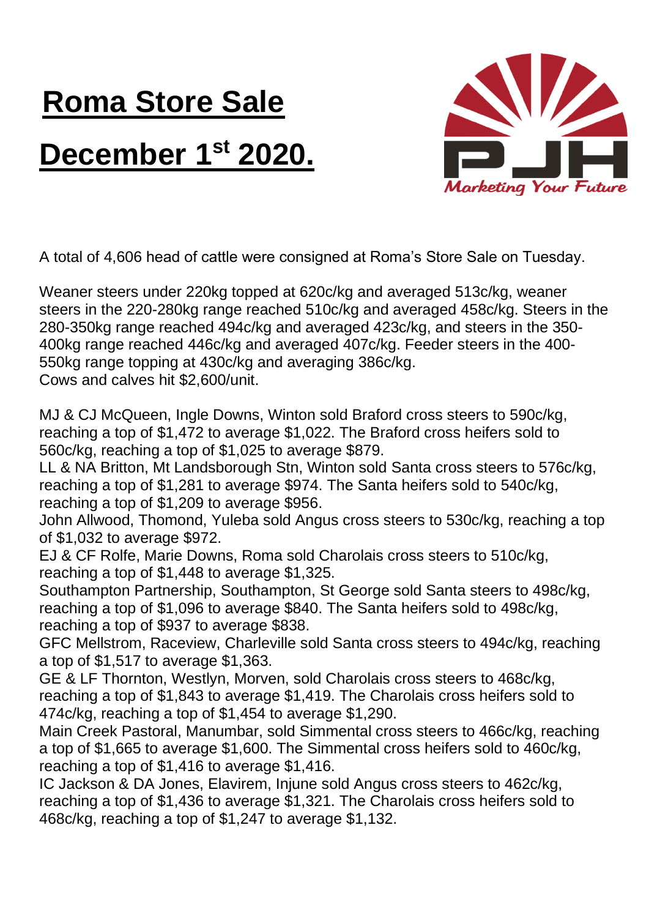# Roma Store Sale

# December 1st 2020.

Marketing Your Future

A total of 4,606 head of cattle were consigned at Roma's Store Sale on Tuesday.

Weaner steers under 220kg topped at 620c/kg and averaged 513c/kg, weaner steers in the 220-280kg range reached 510c/kg and averaged 458c/kg. Steers in the 280-350kg range reached 494c/kg and averaged 423c/kg, and steers in the 350-400kg range reached 446c/kg and averaged 407c/kg. Feeder steers in the 400-550kg range topping at 430c/kg and averaging 386c/kg.
Cows and calves hit $2,600/unit.

MJ & CJ McQueen, Ingle Downs, Winton sold Braford cross steers to 590c/kg, reaching a top of $1,472 to average $1,022. The Braford cross heifers sold to 560c/kg, reaching a top of $1,025 to average $879.
LL & NA Britton, Mt Landsborough Stn, Winton sold Santa cross steers to 576c/kg, reaching a top of $1,281 to average $974. The Santa heifers sold to 540c/kg, reaching a top of $1,209 to average $956.
John Allwood, Thomond, Yuleba sold Angus cross steers to 530c/kg, reaching a top of $1,032 to average $972.
EJ & CF Rolfe, Marie Downs, Roma sold Charolais cross steers to 510c/kg, reaching a top of $1,448 to average $1,325.
Southampton Partnership, Southampton, St George sold Santa steers to 498c/kg, reaching a top of $1,096 to average $840. The Santa heifers sold to 498c/kg, reaching a top of $937 to average $838.
GFC Mellstrom, Raceview, Charleville sold Santa cross steers to 494c/kg, reaching a top of $1,517 to average $1,363.
GE & LF Thornton, Westlyn, Morven, sold Charolais cross steers to 468c/kg, reaching a top of $1,843 to average $1,419. The Charolais cross heifers sold to 474c/kg, reaching a top of $1,454 to average $1,290.
Main Creek Pastoral, Manumbar, sold Simmental cross steers to 466c/kg, reaching a top of $1,665 to average $1,600. The Simmental cross heifers sold to 460c/kg, reaching a top of $1,416 to average $1,416.
IC Jackson & DA Jones, Elavirem, Injune sold Angus cross steers to 462c/kg, reaching a top of $1,436 to average $1,321. The Charolais cross heifers sold to 468c/kg, reaching a top of $1,247 to average $1,132.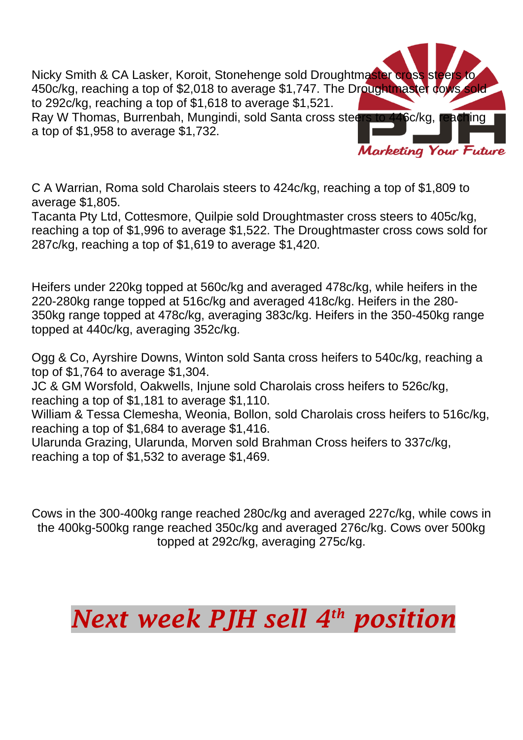Nicky Smith & CA Lasker, Koroit, Stonehenge sold Droughtmaster cross steers to 450c/kg, reaching a top of $2,018 to average $1,747. The Droughtmaster cows sold to 292c/kg, reaching a top of $1,618 to average $1,521.
Ray W Thomas, Burrenbah, Mungindi, sold Santa cross steers to 446c/kg, reaching a top of $1,958 to average $1,732.

C A Warrian, Roma sold Charolais steers to 424c/kg, reaching a top of $1,809 to average $1,805.
Tacanta Pty Ltd, Cottesmore, Quilpie sold Droughtmaster cross steers to 405c/kg, reaching a top of $1,996 to average $1,522. The Droughtmaster cross cows sold for 287c/kg, reaching a top of $1,619 to average $1,420.

Heifers under 220kg topped at 560c/kg and averaged 478c/kg, while heifers in the 220-280kg range topped at 516c/kg and averaged 418c/kg. Heifers in the 280-350kg range topped at 478c/kg, averaging 383c/kg. Heifers in the 350-450kg range topped at 440c/kg, averaging 352c/kg.

Ogg & Co, Ayrshire Downs, Winton sold Santa cross heifers to 540c/kg, reaching a top of $1,764 to average $1,304.
JC & GM Worsfold, Oakwells, Injune sold Charolais cross heifers to 526c/kg, reaching a top of $1,181 to average $1,110.
William & Tessa Clemesha, Weonia, Bollon, sold Charolais cross heifers to 516c/kg, reaching a top of $1,684 to average $1,416.
Ularunda Grazing, Ularunda, Morven sold Brahman Cross heifers to 337c/kg, reaching a top of $1,532 to average $1,469.

Cows in the 300-400kg range reached 280c/kg and averaged 227c/kg, while cows in the 400kg-500kg range reached 350c/kg and averaged 276c/kg. Cows over 500kg topped at 292c/kg, averaging 275c/kg.

# *Next week PJH sell 4th position*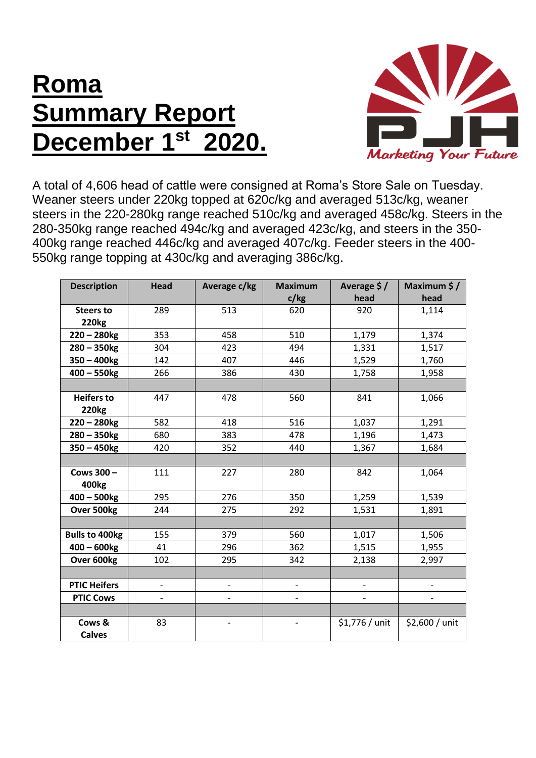# Roma Summary Report December 1st 2020.

Marketing Your Future

A total of 4,606 head of cattle were consigned at Roma's Store Sale on Tuesday. Weaner steers under 220kg topped at 620c/kg and averaged 513c/kg, weaner steers in the 220-280kg range reached 510c/kg and averaged 458c/kg. Steers in the 280-350kg range reached 494c/kg and averaged 423c/kg, and steers in the 350-400kg range reached 446c/kg and averaged 407c/kg. Feeder steers in the 400-550kg range topping at 430c/kg and averaging 386c/kg.

| Description | Head | Average c/kg | Maximum c/kg | Average $ / head | Maximum $ / head |
|---|---|---|---|---|---|
| Steers to 220kg | 289 | 513 | 620 | 920 | 1,114 |
| 220 – 280kg | 353 | 458 | 510 | 1,179 | 1,374 |
| 280 – 350kg | 304 | 423 | 494 | 1,331 | 1,517 |
| 350 – 400kg | 142 | 407 | 446 | 1,529 | 1,760 |
| 400 – 550kg | 266 | 386 | 430 | 1,758 | 1,958 |
| | | | | | |
| Heifers to 220kg | 447 | 478 | 560 | 841 | 1,066 |
| 220 – 280kg | 582 | 418 | 516 | 1,037 | 1,291 |
| 280 – 350kg | 680 | 383 | 478 | 1,196 | 1,473 |
| 350 – 450kg | 420 | 352 | 440 | 1,367 | 1,684 |
| | | | | | |
| Cows 300 – 400kg | 111 | 227 | 280 | 842 | 1,064 |
| 400 – 500kg | 295 | 276 | 350 | 1,259 | 1,539 |
| Over 500kg | 244 | 275 | 292 | 1,531 | 1,891 |
| | | | | | |
| Bulls to 400kg | 155 | 379 | 560 | 1,017 | 1,506 |
| 400 – 600kg | 41 | 296 | 362 | 1,515 | 1,955 |
| Over 600kg | 102 | 295 | 342 | 2,138 | 2,997 |
| | | | | | |
| PTIC Heifers | - | - | - | - | - |
| PTIC Cows | - | - | - | - | - |
| | | | | | |
| Cows & Calves | 83 | - | - | $1,776 / unit | $2,600 / unit |